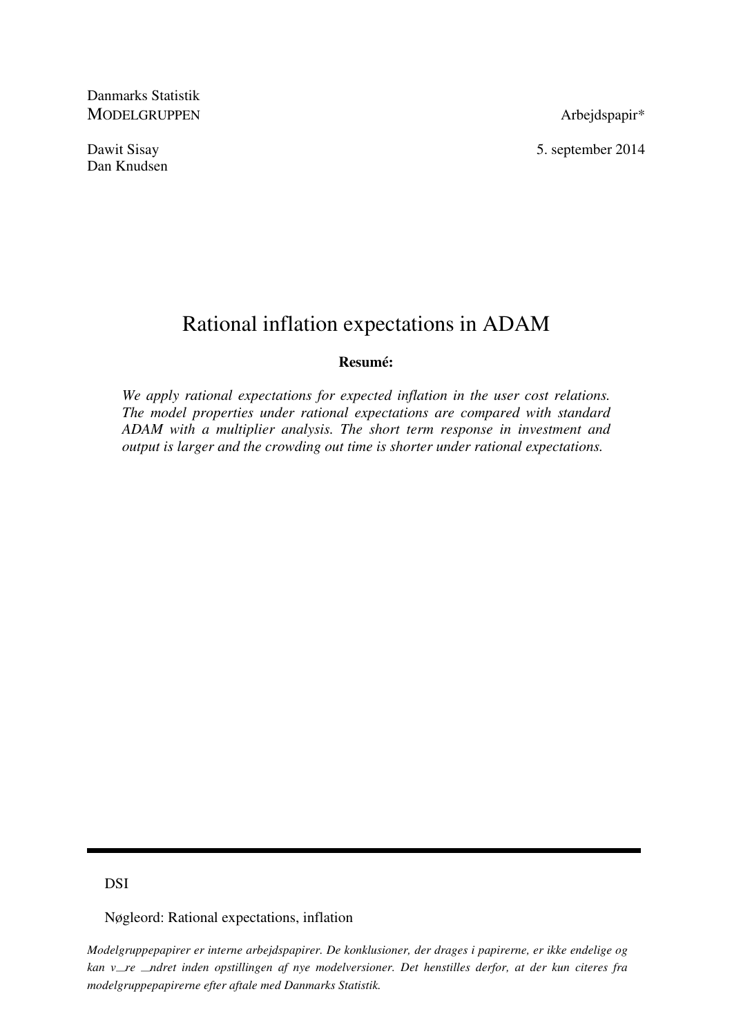Danmarks Statistik
MODELGRUPPEN

Arbejdspapir*

Dawit Sisay
Dan Knudsen

5. september 2014

# Rational inflation expectations in ADAM

**Resumé:**

*We apply rational expectations for expected inflation in the user cost relations. The model properties under rational expectations are compared with standard ADAM with a multiplier analysis. The short term response in investment and output is larger and the crowding out time is shorter under rational expectations.*

---

DSI

Nøgleord: Rational expectations, inflation

*Modelgruppepapirer er interne arbejdspapirer. De konklusioner, der drages i papirerne, er ikke endelige og kan v_re _ndret inden opstillingen af nye modelversioner. Det henstilles derfor, at der kun citeres fra modelgruppepapirerne efter aftale med Danmarks Statistik.*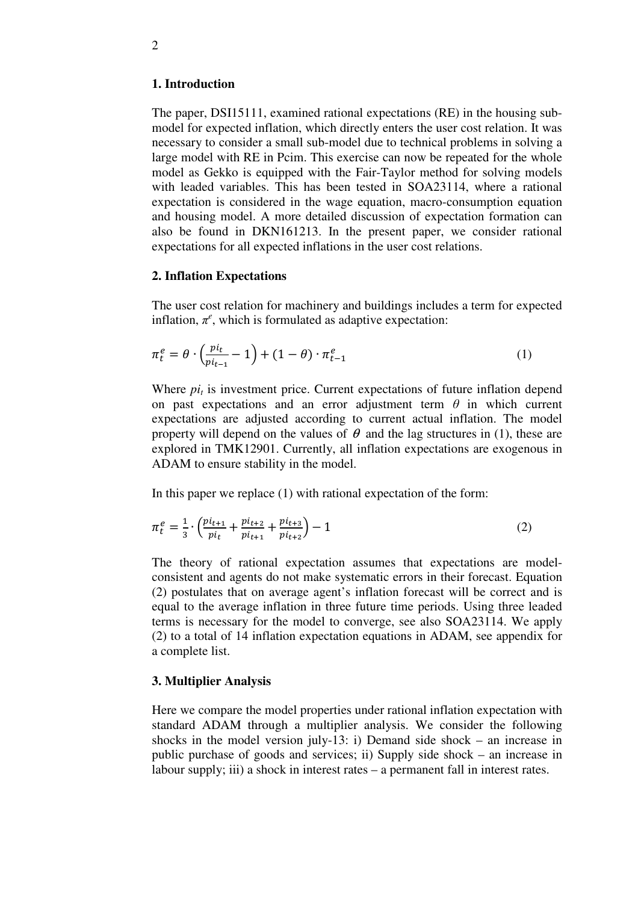## 1. Introduction

The paper, DSI15111, examined rational expectations (RE) in the housing sub-model for expected inflation, which directly enters the user cost relation. It was necessary to consider a small sub-model due to technical problems in solving a large model with RE in Pcim. This exercise can now be repeated for the whole model as Gekko is equipped with the Fair-Taylor method for solving models with leaded variables. This has been tested in SOA23114, where a rational expectation is considered in the wage equation, macro-consumption equation and housing model. A more detailed discussion of expectation formation can also be found in DKN161213. In the present paper, we consider rational expectations for all expected inflations in the user cost relations.

## 2. Inflation Expectations

The user cost relation for machinery and buildings includes a term for expected inflation, $\pi^e$, which is formulated as adaptive expectation:

$$\pi_t^e = \theta \cdot \left(\frac{pi_t}{pi_{t-1}} - 1\right) + (1-\theta) \cdot \pi_{t-1}^e \tag{1}$$

Where $pi_t$ is investment price. Current expectations of future inflation depend on past expectations and an error adjustment term $\theta$ in which current expectations are adjusted according to current actual inflation. The model property will depend on the values of $\theta$ and the lag structures in (1), these are explored in TMK12901. Currently, all inflation expectations are exogenous in ADAM to ensure stability in the model.

In this paper we replace (1) with rational expectation of the form:

$$\pi_t^e = \frac{1}{3} \cdot \left(\frac{pi_{t+1}}{pi_t} + \frac{pi_{t+2}}{pi_{t+1}} + \frac{pi_{t+3}}{pi_{t+2}}\right) - 1 \tag{2}$$

The theory of rational expectation assumes that expectations are model-consistent and agents do not make systematic errors in their forecast. Equation (2) postulates that on average agent's inflation forecast will be correct and is equal to the average inflation in three future time periods. Using three leaded terms is necessary for the model to converge, see also SOA23114. We apply (2) to a total of 14 inflation expectation equations in ADAM, see appendix for a complete list.

## 3. Multiplier Analysis

Here we compare the model properties under rational inflation expectation with standard ADAM through a multiplier analysis. We consider the following shocks in the model version july-13: i) Demand side shock – an increase in public purchase of goods and services; ii) Supply side shock – an increase in labour supply; iii) a shock in interest rates – a permanent fall in interest rates.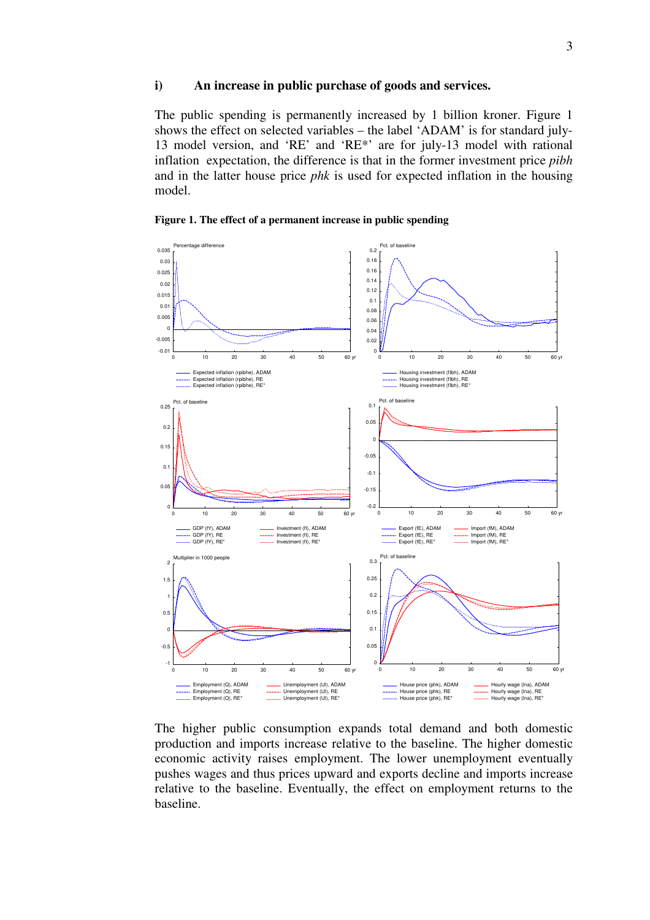### i) An increase in public purchase of goods and services.

The public spending is permanently increased by 1 billion kroner. Figure 1 shows the effect on selected variables – the label 'ADAM' is for standard july-13 model version, and 'RE' and 'RE*' are for july-13 model with rational inflation expectation, the difference is that in the former investment price *pibh* and in the latter house price *phk* is used for expected inflation in the housing model.

**Figure 1. The effect of a permanent increase in public spending**

The higher public consumption expands total demand and both domestic production and imports increase relative to the baseline. The higher domestic economic activity raises employment. The lower unemployment eventually pushes wages and thus prices upward and exports decline and imports increase relative to the baseline. Eventually, the effect on employment returns to the baseline.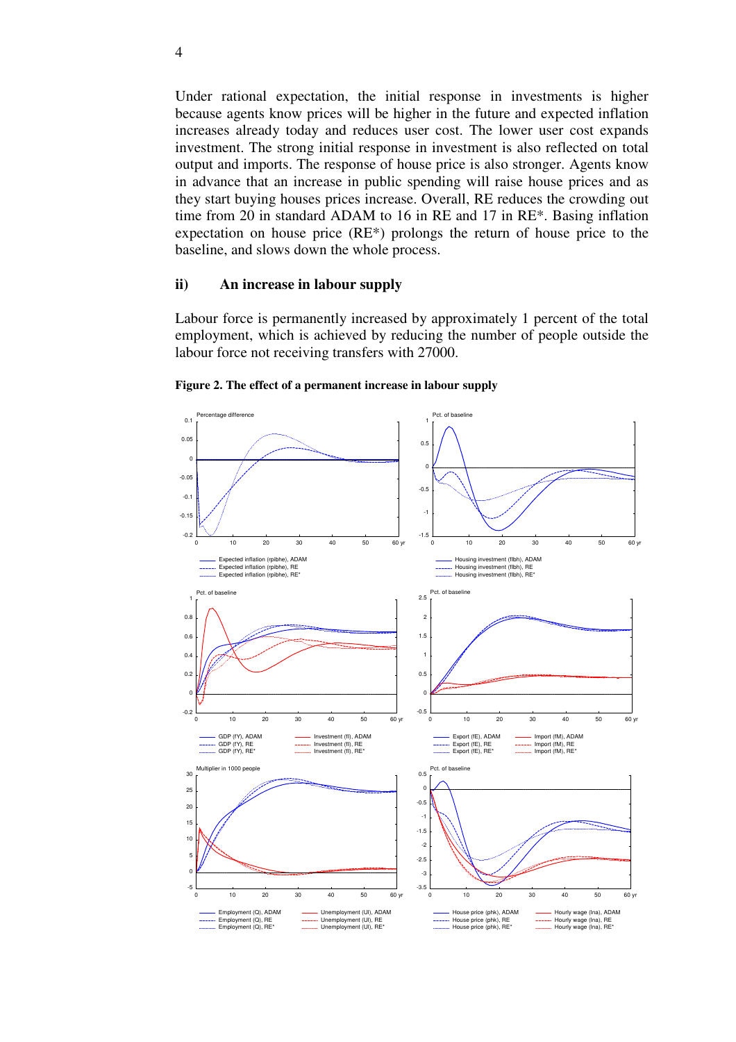Under rational expectation, the initial response in investments is higher because agents know prices will be higher in the future and expected inflation increases already today and reduces user cost. The lower user cost expands investment. The strong initial response in investment is also reflected on total output and imports. The response of house price is also stronger. Agents know in advance that an increase in public spending will raise house prices and as they start buying houses prices increase. Overall, RE reduces the crowding out time from 20 in standard ADAM to 16 in RE and 17 in RE*. Basing inflation expectation on house price (RE*) prolongs the return of house price to the baseline, and slows down the whole process.

## ii) An increase in labour supply

Labour force is permanently increased by approximately 1 percent of the total employment, which is achieved by reducing the number of people outside the labour force not receiving transfers with 27000.

**Figure 2. The effect of a permanent increase in labour supply**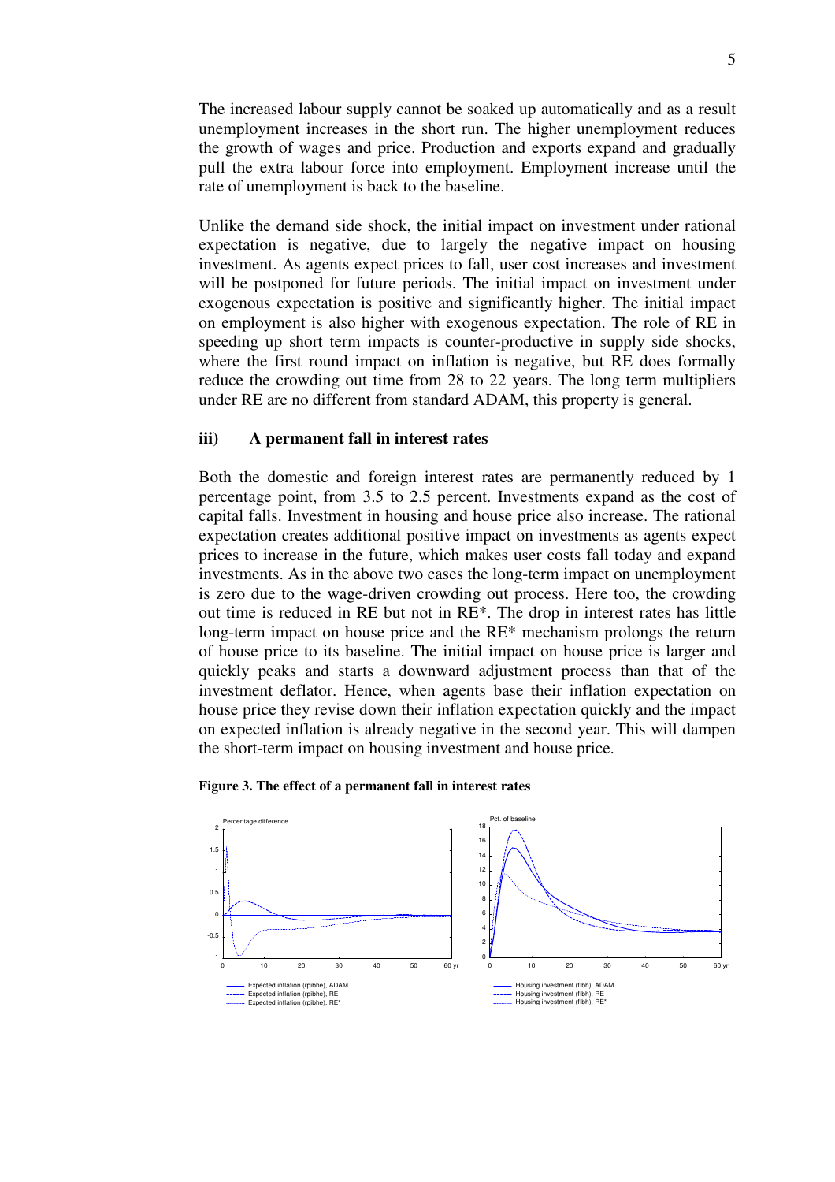The increased labour supply cannot be soaked up automatically and as a result unemployment increases in the short run. The higher unemployment reduces the growth of wages and price. Production and exports expand and gradually pull the extra labour force into employment. Employment increase until the rate of unemployment is back to the baseline.

Unlike the demand side shock, the initial impact on investment under rational expectation is negative, due to largely the negative impact on housing investment. As agents expect prices to fall, user cost increases and investment will be postponed for future periods. The initial impact on investment under exogenous expectation is positive and significantly higher. The initial impact on employment is also higher with exogenous expectation. The role of RE in speeding up short term impacts is counter-productive in supply side shocks, where the first round impact on inflation is negative, but RE does formally reduce the crowding out time from 28 to 22 years. The long term multipliers under RE are no different from standard ADAM, this property is general.

### iii) A permanent fall in interest rates

Both the domestic and foreign interest rates are permanently reduced by 1 percentage point, from 3.5 to 2.5 percent. Investments expand as the cost of capital falls. Investment in housing and house price also increase. The rational expectation creates additional positive impact on investments as agents expect prices to increase in the future, which makes user costs fall today and expand investments. As in the above two cases the long-term impact on unemployment is zero due to the wage-driven crowding out process. Here too, the crowding out time is reduced in RE but not in RE*. The drop in interest rates has little long-term impact on house price and the RE* mechanism prolongs the return of house price to its baseline. The initial impact on house price is larger and quickly peaks and starts a downward adjustment process than that of the investment deflator. Hence, when agents base their inflation expectation on house price they revise down their inflation expectation quickly and the impact on expected inflation is already negative in the second year. This will dampen the short-term impact on housing investment and house price.

**Figure 3. The effect of a permanent fall in interest rates**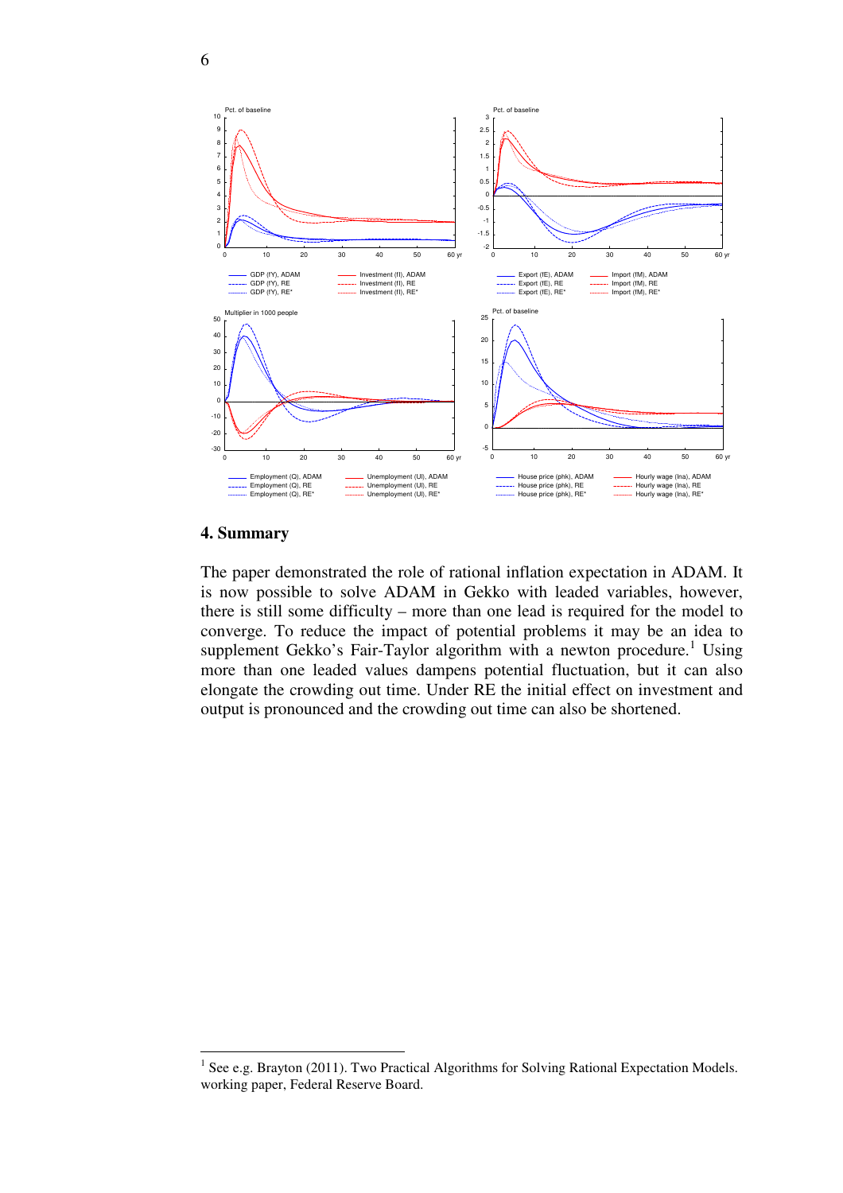## 4. Summary

The paper demonstrated the role of rational inflation expectation in ADAM. It is now possible to solve ADAM in Gekko with leaded variables, however, there is still some difficulty – more than one lead is required for the model to converge. To reduce the impact of potential problems it may be an idea to supplement Gekko's Fair-Taylor algorithm with a newton procedure.[1] Using more than one leaded values dampens potential fluctuation, but it can also elongate the crowding out time. Under RE the initial effect on investment and output is pronounced and the crowding out time can also be shortened.

[1] See e.g. Brayton (2011). Two Practical Algorithms for Solving Rational Expectation Models. working paper, Federal Reserve Board.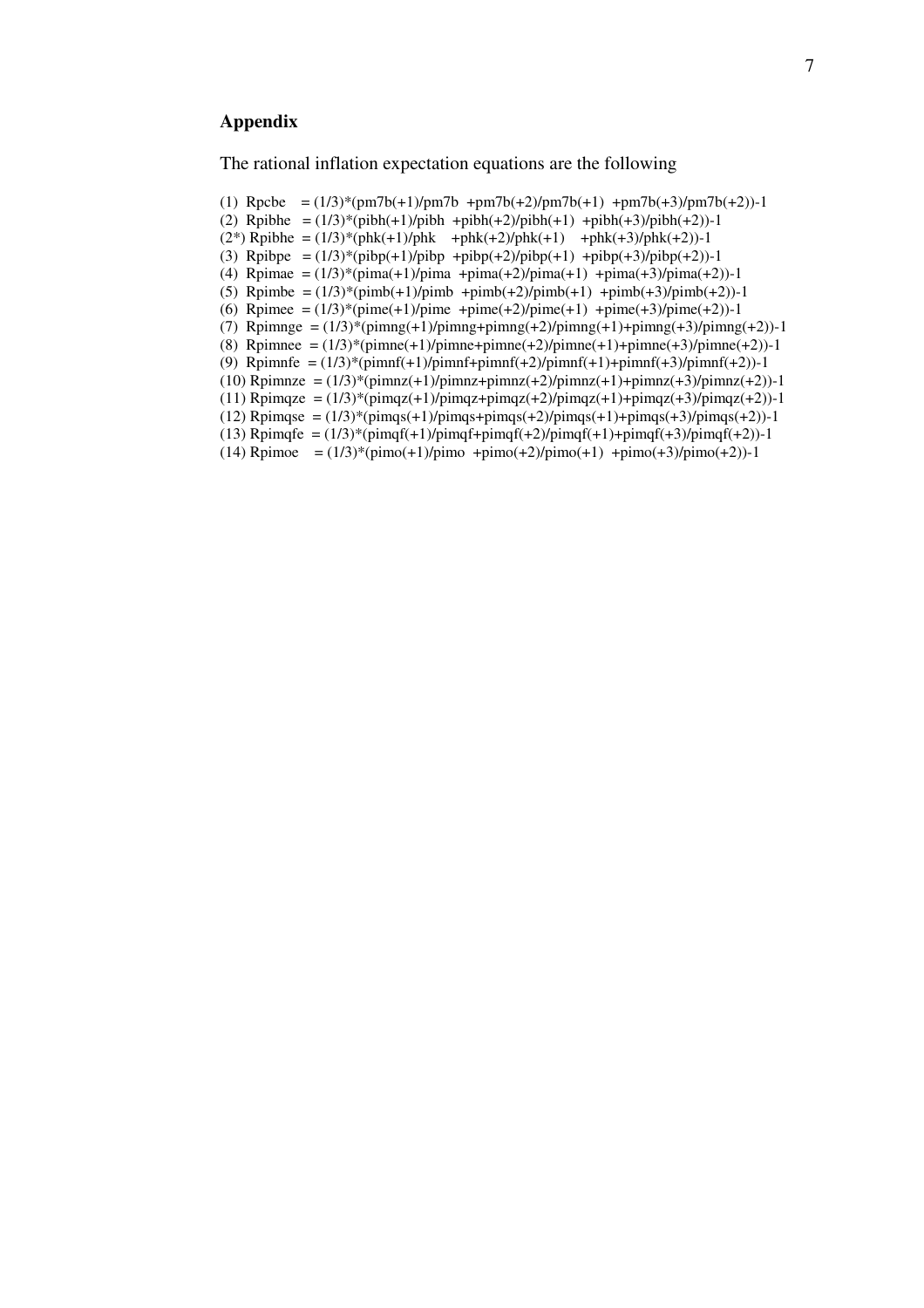## Appendix

The rational inflation expectation equations are the following

(1) Rpcbe = (1/3)*(pm7b(+1)/pm7b +pm7b(+2)/pm7b(+1) +pm7b(+3)/pm7b(+2))-1
(2) Rpibhe = (1/3)*(pibh(+1)/pibh +pibh(+2)/pibh(+1) +pibh(+3)/pibh(+2))-1
(2*) Rpibhe = (1/3)*(phk(+1)/phk +phk(+2)/phk(+1) +phk(+3)/phk(+2))-1
(3) Rpibpe = (1/3)*(pibp(+1)/pibp +pibp(+2)/pibp(+1) +pibp(+3)/pibp(+2))-1
(4) Rpimae = (1/3)*(pima(+1)/pima +pima(+2)/pima(+1) +pima(+3)/pima(+2))-1
(5) Rpimbe = (1/3)*(pimb(+1)/pimb +pimb(+2)/pimb(+1) +pimb(+3)/pimb(+2))-1
(6) Rpimee = (1/3)*(pime(+1)/pime +pime(+2)/pime(+1) +pime(+3)/pime(+2))-1
(7) Rpimnge = (1/3)*(pimng(+1)/pimng+pimng(+2)/pimng(+1)+pimng(+3)/pimng(+2))-1
(8) Rpimnee = (1/3)*(pimne(+1)/pimne+pimne(+2)/pimne(+1)+pimne(+3)/pimne(+2))-1
(9) Rpimnfe = (1/3)*(pimnf(+1)/pimnf+pimnf(+2)/pimnf(+1)+pimnf(+3)/pimnf(+2))-1
(10) Rpimnze = (1/3)*(pimnz(+1)/pimnz+pimnz(+2)/pimnz(+1)+pimnz(+3)/pimnz(+2))-1
(11) Rpimqze = (1/3)*(pimqz(+1)/pimqz+pimqz(+2)/pimqz(+1)+pimqz(+3)/pimqz(+2))-1
(12) Rpimqse = (1/3)*(pimqs(+1)/pimqs+pimqs(+2)/pimqs(+1)+pimqs(+3)/pimqs(+2))-1
(13) Rpimqfe = (1/3)*(pimqf(+1)/pimqf+pimqf(+2)/pimqf(+1)+pimqf(+3)/pimqf(+2))-1
(14) Rpimoe = (1/3)*(pimo(+1)/pimo +pimo(+2)/pimo(+1) +pimo(+3)/pimo(+2))-1